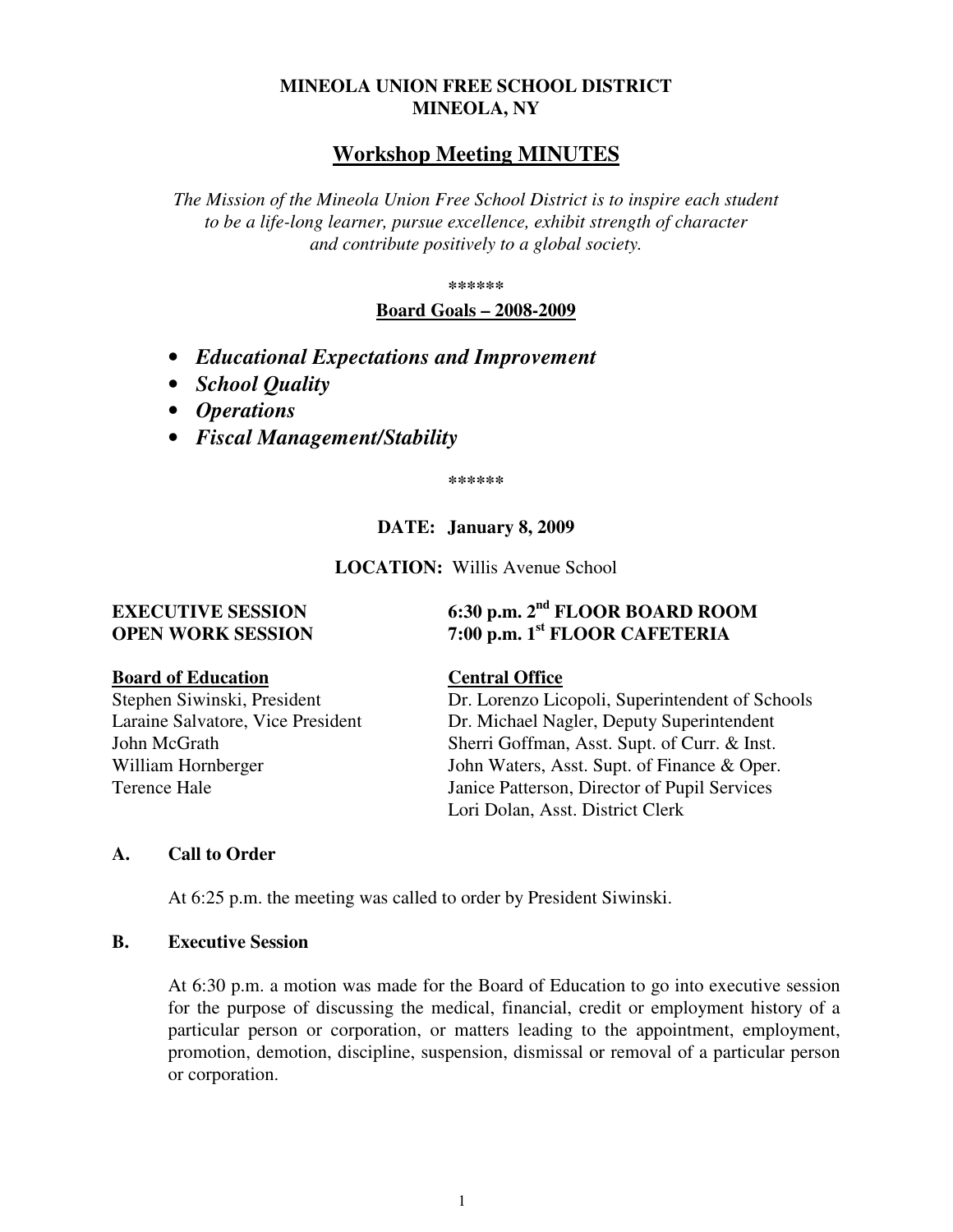**MINEOLA UNION FREE SCHOOL DISTRICT**
**MINEOLA, NY**

# Workshop Meeting MINUTES

*The Mission of the Mineola Union Free School District is to inspire each student to be a life-long learner, pursue excellence, exhibit strength of character and contribute positively to a global society.*

\*\*\*\*\*\*

**Board Goals – 2008-2009**

- ***Educational Expectations and Improvement***
- ***School Quality***
- ***Operations***
- ***Fiscal Management/Stability***

\*\*\*\*\*\*

**DATE: January 8, 2009**

**LOCATION:** Willis Avenue School

**EXECUTIVE SESSION** — **6:30 p.m. 2nd FLOOR BOARD ROOM**
**OPEN WORK SESSION** — **7:00 p.m. 1st FLOOR CAFETERIA**

**Board of Education**
Stephen Siwinski, President
Laraine Salvatore, Vice President
John McGrath
William Hornberger
Terence Hale

**Central Office**
Dr. Lorenzo Licopoli, Superintendent of Schools
Dr. Michael Nagler, Deputy Superintendent
Sherri Goffman, Asst. Supt. of Curr. & Inst.
John Waters, Asst. Supt. of Finance & Oper.
Janice Patterson, Director of Pupil Services
Lori Dolan, Asst. District Clerk

## A. Call to Order

At 6:25 p.m. the meeting was called to order by President Siwinski.

## B. Executive Session

At 6:30 p.m. a motion was made for the Board of Education to go into executive session for the purpose of discussing the medical, financial, credit or employment history of a particular person or corporation, or matters leading to the appointment, employment, promotion, demotion, discipline, suspension, dismissal or removal of a particular person or corporation.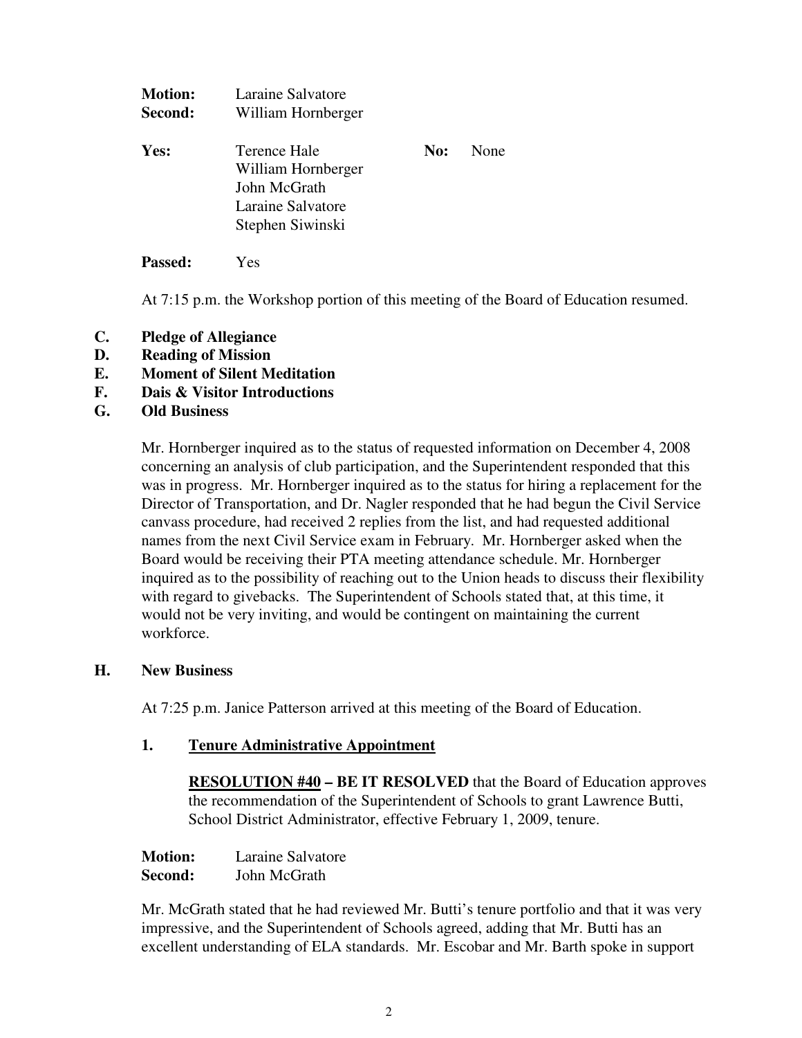**Motion:** Laraine Salvatore
**Second:** William Hornberger

| | | | |
|---|---|---|---|
| **Yes:** | Terence Hale<br>William Hornberger<br>John McGrath<br>Laraine Salvatore<br>Stephen Siwinski | **No:** | None |

**Passed:** Yes

At 7:15 p.m. the Workshop portion of this meeting of the Board of Education resumed.

**C. Pledge of Allegiance**
**D. Reading of Mission**
**E. Moment of Silent Meditation**
**F. Dais & Visitor Introductions**
**G. Old Business**

Mr. Hornberger inquired as to the status of requested information on December 4, 2008 concerning an analysis of club participation, and the Superintendent responded that this was in progress. Mr. Hornberger inquired as to the status for hiring a replacement for the Director of Transportation, and Dr. Nagler responded that he had begun the Civil Service canvass procedure, had received 2 replies from the list, and had requested additional names from the next Civil Service exam in February. Mr. Hornberger asked when the Board would be receiving their PTA meeting attendance schedule. Mr. Hornberger inquired as to the possibility of reaching out to the Union heads to discuss their flexibility with regard to givebacks. The Superintendent of Schools stated that, at this time, it would not be very inviting, and would be contingent on maintaining the current workforce.

**H. New Business**

At 7:25 p.m. Janice Patterson arrived at this meeting of the Board of Education.

**1. <u>Tenure Administrative Appointment</u>**

**<u>RESOLUTION #40</u> – BE IT RESOLVED** that the Board of Education approves the recommendation of the Superintendent of Schools to grant Lawrence Butti, School District Administrator, effective February 1, 2009, tenure.

**Motion:** Laraine Salvatore
**Second:** John McGrath

Mr. McGrath stated that he had reviewed Mr. Butti's tenure portfolio and that it was very impressive, and the Superintendent of Schools agreed, adding that Mr. Butti has an excellent understanding of ELA standards. Mr. Escobar and Mr. Barth spoke in support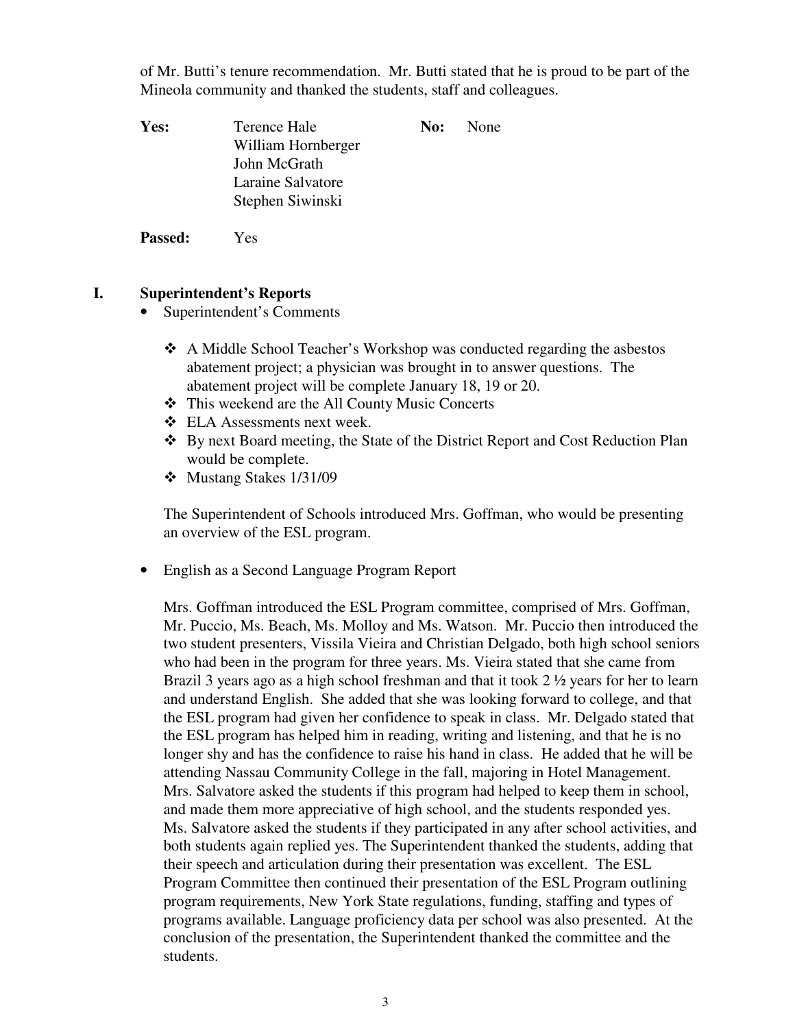of Mr. Butti's tenure recommendation. Mr. Butti stated that he is proud to be part of the Mineola community and thanked the students, staff and colleagues.

| | | | |
|---|---|---|---|
| **Yes:** | Terence Hale | **No:** | None |
| | William Hornberger | | |
| | John McGrath | | |
| | Laraine Salvatore | | |
| | Stephen Siwinski | | |

**Passed:** Yes

## I. Superintendent's Reports

- Superintendent's Comments

  - ❖ A Middle School Teacher's Workshop was conducted regarding the asbestos abatement project; a physician was brought in to answer questions. The abatement project will be complete January 18, 19 or 20.
  - ❖ This weekend are the All County Music Concerts
  - ❖ ELA Assessments next week.
  - ❖ By next Board meeting, the State of the District Report and Cost Reduction Plan would be complete.
  - ❖ Mustang Stakes 1/31/09

  The Superintendent of Schools introduced Mrs. Goffman, who would be presenting an overview of the ESL program.

- English as a Second Language Program Report

  Mrs. Goffman introduced the ESL Program committee, comprised of Mrs. Goffman, Mr. Puccio, Ms. Beach, Ms. Molloy and Ms. Watson. Mr. Puccio then introduced the two student presenters, Vissila Vieira and Christian Delgado, both high school seniors who had been in the program for three years. Ms. Vieira stated that she came from Brazil 3 years ago as a high school freshman and that it took 2 ½ years for her to learn and understand English. She added that she was looking forward to college, and that the ESL program had given her confidence to speak in class. Mr. Delgado stated that the ESL program has helped him in reading, writing and listening, and that he is no longer shy and has the confidence to raise his hand in class. He added that he will be attending Nassau Community College in the fall, majoring in Hotel Management. Mrs. Salvatore asked the students if this program had helped to keep them in school, and made them more appreciative of high school, and the students responded yes. Ms. Salvatore asked the students if they participated in any after school activities, and both students again replied yes. The Superintendent thanked the students, adding that their speech and articulation during their presentation was excellent. The ESL Program Committee then continued their presentation of the ESL Program outlining program requirements, New York State regulations, funding, staffing and types of programs available. Language proficiency data per school was also presented. At the conclusion of the presentation, the Superintendent thanked the committee and the students.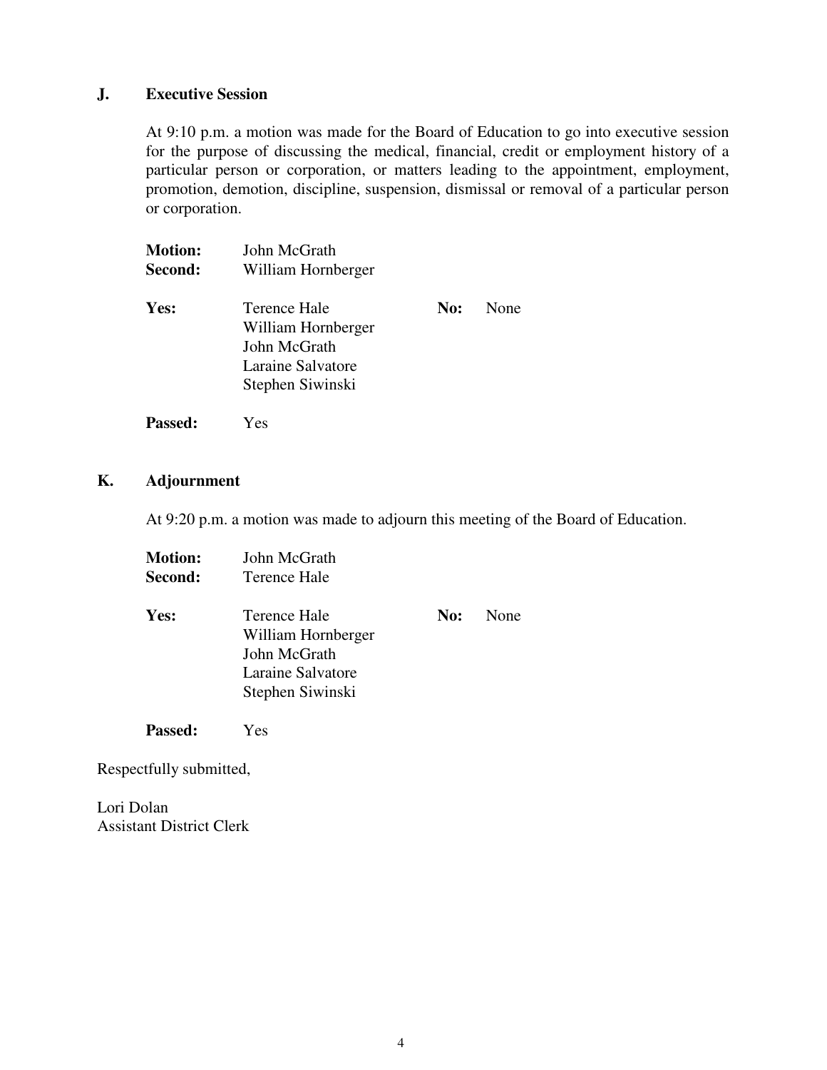## J. Executive Session

At 9:10 p.m. a motion was made for the Board of Education to go into executive session for the purpose of discussing the medical, financial, credit or employment history of a particular person or corporation, or matters leading to the appointment, employment, promotion, demotion, discipline, suspension, dismissal or removal of a particular person or corporation.

**Motion:** John McGrath
**Second:** William Hornberger

**Yes:** Terence Hale
William Hornberger
John McGrath
Laraine Salvatore
Stephen Siwinski

**No:** None

**Passed:** Yes

## K. Adjournment

At 9:20 p.m. a motion was made to adjourn this meeting of the Board of Education.

**Motion:** John McGrath
**Second:** Terence Hale

**Yes:** Terence Hale
William Hornberger
John McGrath
Laraine Salvatore
Stephen Siwinski

**No:** None

**Passed:** Yes

Respectfully submitted,

Lori Dolan
Assistant District Clerk